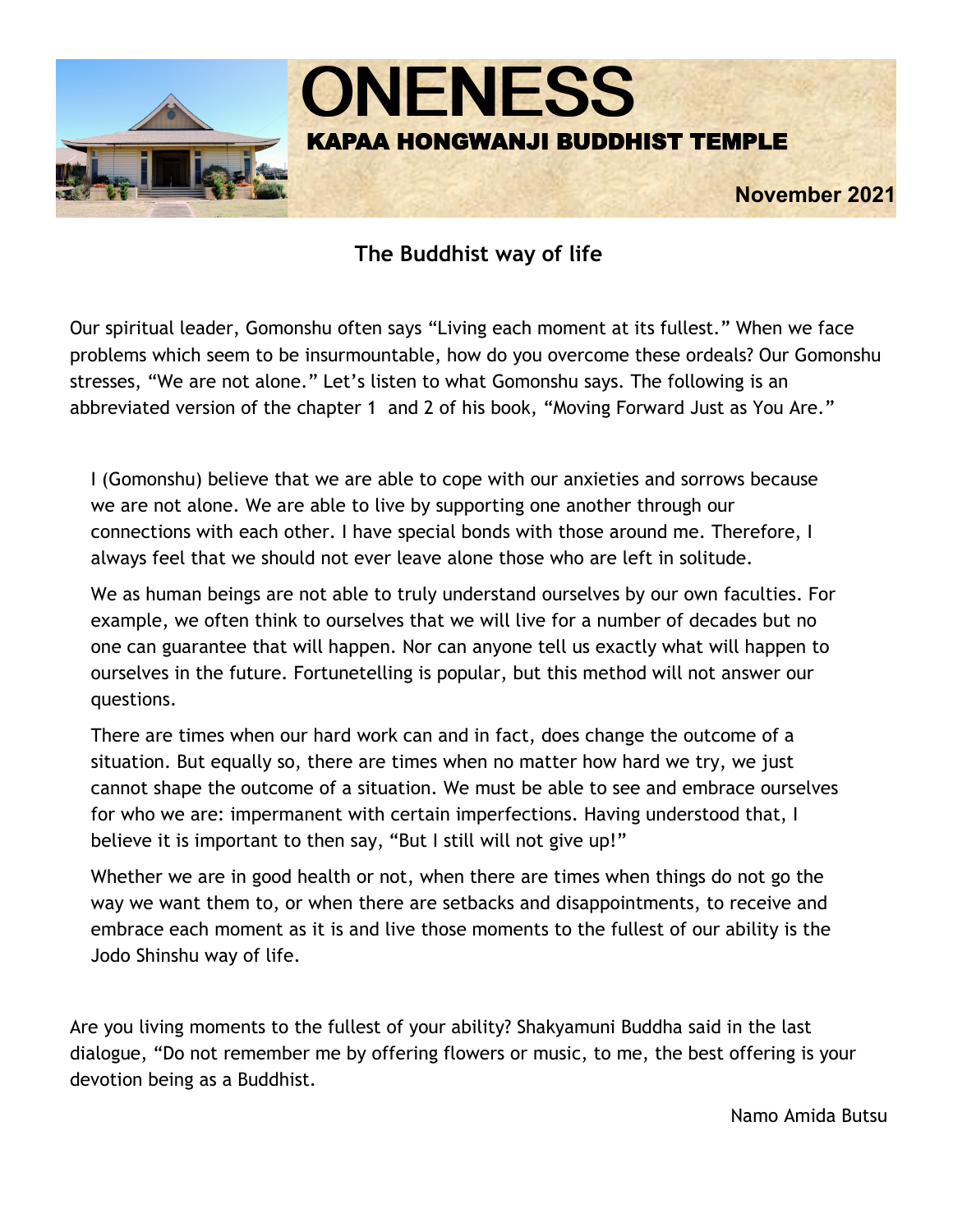# ONENESS

## KAPAA HONGWANJI BUDDHIST TEMPLE

**November 2021**

### The Buddhist way of life

Our spiritual leader, Gomonshu often says "Living each moment at its fullest." When we face problems which seem to be insurmountable, how do you overcome these ordeals? Our Gomonshu stresses, "We are not alone." Let's listen to what Gomonshu says. The following is an abbreviated version of the chapter 1 and 2 of his book, "Moving Forward Just as You Are."

> I (Gomonshu) believe that we are able to cope with our anxieties and sorrows because we are not alone. We are able to live by supporting one another through our connections with each other. I have special bonds with those around me. Therefore, I always feel that we should not ever leave alone those who are left in solitude.
>
> We as human beings are not able to truly understand ourselves by our own faculties. For example, we often think to ourselves that we will live for a number of decades but no one can guarantee that will happen. Nor can anyone tell us exactly what will happen to ourselves in the future. Fortunetelling is popular, but this method will not answer our questions.
>
> There are times when our hard work can and in fact, does change the outcome of a situation. But equally so, there are times when no matter how hard we try, we just cannot shape the outcome of a situation. We must be able to see and embrace ourselves for who we are: impermanent with certain imperfections. Having understood that, I believe it is important to then say, "But I still will not give up!"
>
> Whether we are in good health or not, when there are times when things do not go the way we want them to, or when there are setbacks and disappointments, to receive and embrace each moment as it is and live those moments to the fullest of our ability is the Jodo Shinshu way of life.

Are you living moments to the fullest of your ability? Shakyamuni Buddha said in the last dialogue, "Do not remember me by offering flowers or music, to me, the best offering is your devotion being as a Buddhist.

Namo Amida Butsu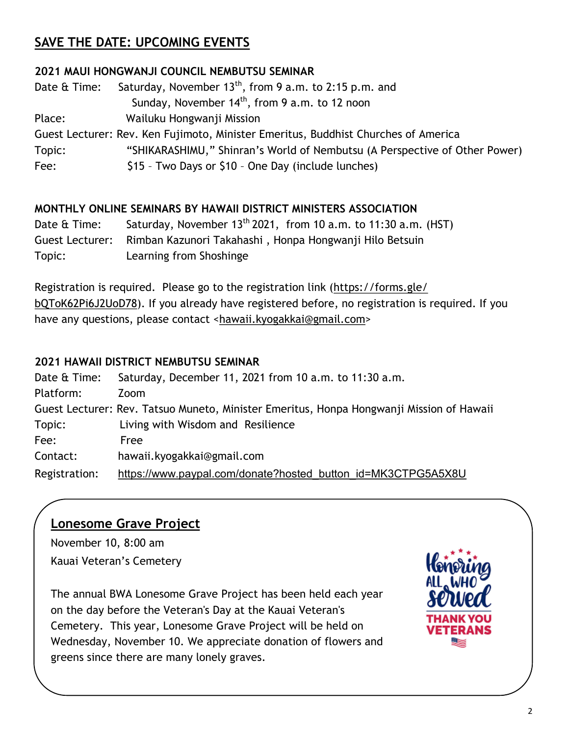## SAVE THE DATE: UPCOMING EVENTS

**2021 MAUI HONGWANJI COUNCIL NEMBUTSU SEMINAR**

Date & Time: Saturday, November 13th, from 9 a.m. to 2:15 p.m. and
Sunday, November 14th, from 9 a.m. to 12 noon

Place: Wailuku Hongwanji Mission

Guest Lecturer: Rev. Ken Fujimoto, Minister Emeritus, Buddhist Churches of America

Topic: "SHIKARASHIMU," Shinran's World of Nembutsu (A Perspective of Other Power)

Fee: $15 – Two Days or $10 – One Day (include lunches)

**MONTHLY ONLINE SEMINARS BY HAWAII DISTRICT MINISTERS ASSOCIATION**

Date & Time: Saturday, November 13th 2021, from 10 a.m. to 11:30 a.m. (HST)

Guest Lecturer: Rimban Kazunori Takahashi , Honpa Hongwanji Hilo Betsuin

Topic: Learning from Shoshinge

Registration is required. Please go to the registration link (https://forms.gle/bQToK62Pi6J2UoD78). If you already have registered before, no registration is required. If you have any questions, please contact <hawaii.kyogakkai@gmail.com>

**2021 HAWAII DISTRICT NEMBUTSU SEMINAR**

Date & Time: Saturday, December 11, 2021 from 10 a.m. to 11:30 a.m.

Platform: Zoom

Guest Lecturer: Rev. Tatsuo Muneto, Minister Emeritus, Honpa Hongwanji Mission of Hawaii

Topic: Living with Wisdom and Resilience

Fee: Free

Contact: hawaii.kyogakkai@gmail.com

Registration: https://www.paypal.com/donate?hosted_button_id=MK3CTPG5A5X8U

## Lonesome Grave Project

November 10, 8:00 am
Kauai Veteran's Cemetery

The annual BWA Lonesome Grave Project has been held each year on the day before the Veteran's Day at the Kauai Veteran's Cemetery. This year, Lonesome Grave Project will be held on Wednesday, November 10. We appreciate donation of flowers and greens since there are many lonely graves.

Honoring ALL WHO served
THANK YOU VETERANS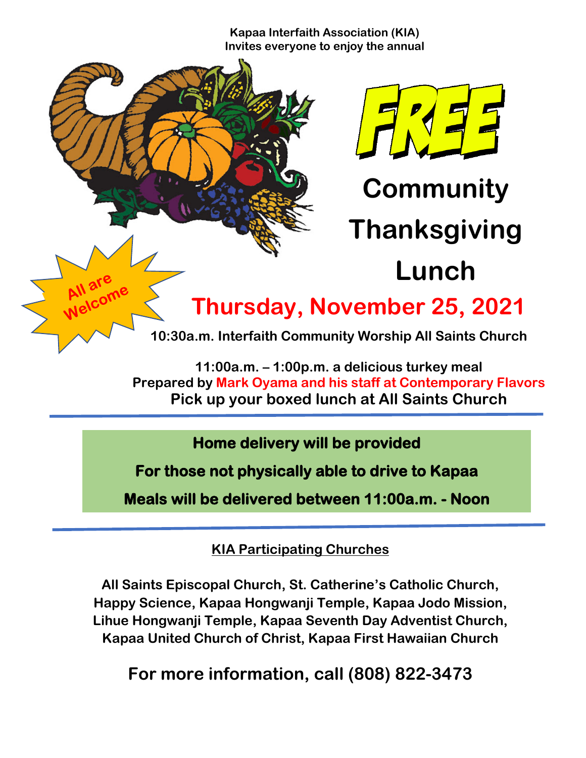Kapaa Interfaith Association (KIA)
Invites everyone to enjoy the annual

# FREE

# Community Thanksgiving Lunch

All are Welcome

## Thursday, November 25, 2021

**10:30a.m. Interfaith Community Worship All Saints Church**

**11:00a.m. – 1:00p.m. a delicious turkey meal**
**Prepared by Mark Oyama and his staff at Contemporary Flavors**
**Pick up your boxed lunch at All Saints Church**

---

**Home delivery will be provided**

**For those not physically able to drive to Kapaa**

**Meals will be delivered between 11:00a.m. - Noon**

---

**KIA Participating Churches**

**All Saints Episcopal Church, St. Catherine's Catholic Church, Happy Science, Kapaa Hongwanji Temple, Kapaa Jodo Mission, Lihue Hongwanji Temple, Kapaa Seventh Day Adventist Church, Kapaa United Church of Christ, Kapaa First Hawaiian Church**

**For more information, call (808) 822-3473**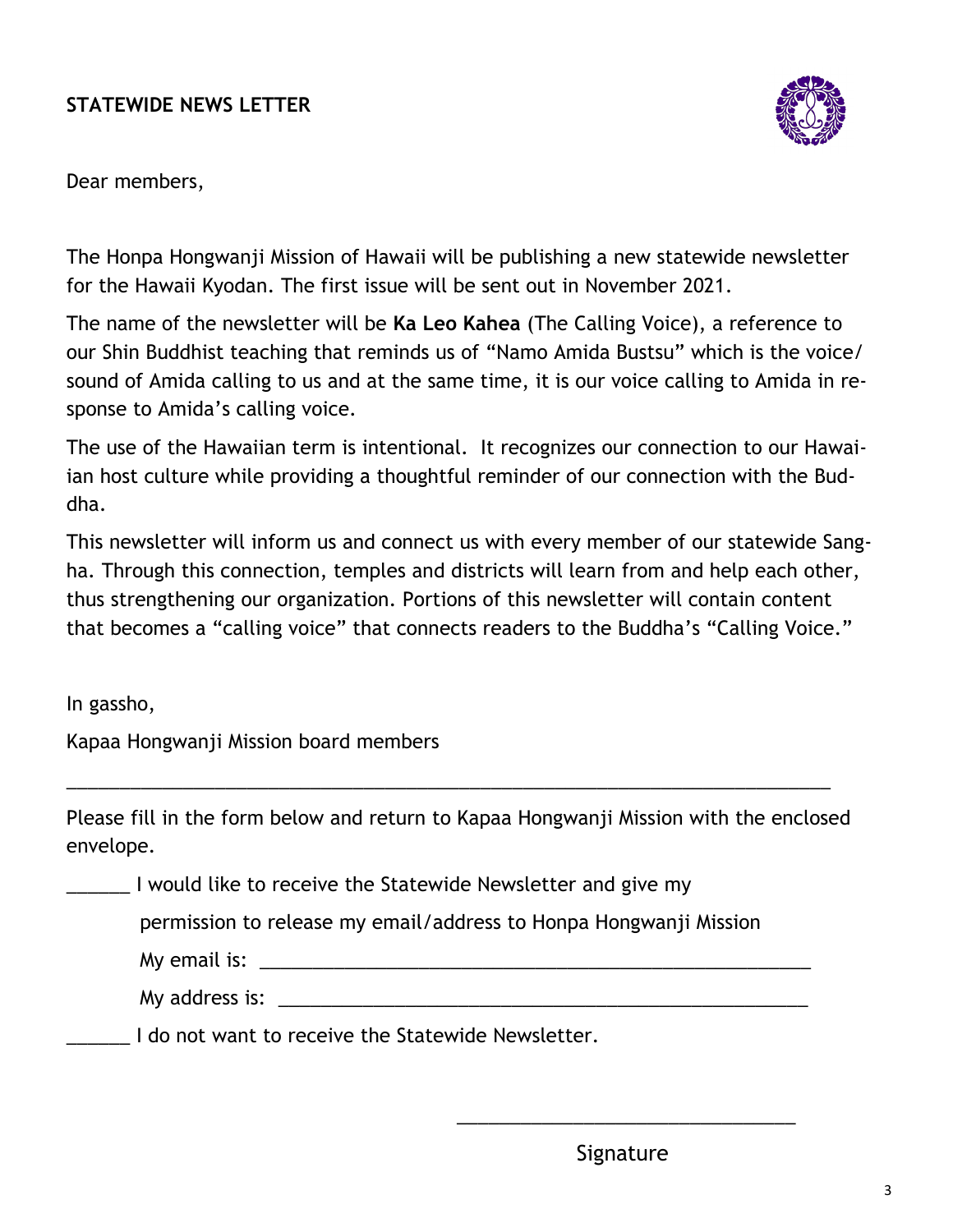**STATEWIDE NEWS LETTER**

Dear members,

The Honpa Hongwanji Mission of Hawaii will be publishing a new statewide newsletter for the Hawaii Kyodan. The first issue will be sent out in November 2021.

The name of the newsletter will be **Ka Leo Kahea** (The Calling Voice), a reference to our Shin Buddhist teaching that reminds us of "Namo Amida Bustsu" which is the voice/sound of Amida calling to us and at the same time, it is our voice calling to Amida in response to Amida's calling voice.

The use of the Hawaiian term is intentional. It recognizes our connection to our Hawaiian host culture while providing a thoughtful reminder of our connection with the Buddha.

This newsletter will inform us and connect us with every member of our statewide Sangha. Through this connection, temples and districts will learn from and help each other, thus strengthening our organization. Portions of this newsletter will contain content that becomes a "calling voice" that connects readers to the Buddha's "Calling Voice."

In gassho,

Kapaa Hongwanji Mission board members

---

Please fill in the form below and return to Kapaa Hongwanji Mission with the enclosed envelope.

______ I would like to receive the Statewide Newsletter and give my permission to release my email/address to Honpa Hongwanji Mission

My email is: ______________________________________________

My address is: ____________________________________________

______ I do not want to receive the Statewide Newsletter.

_______________________________

Signature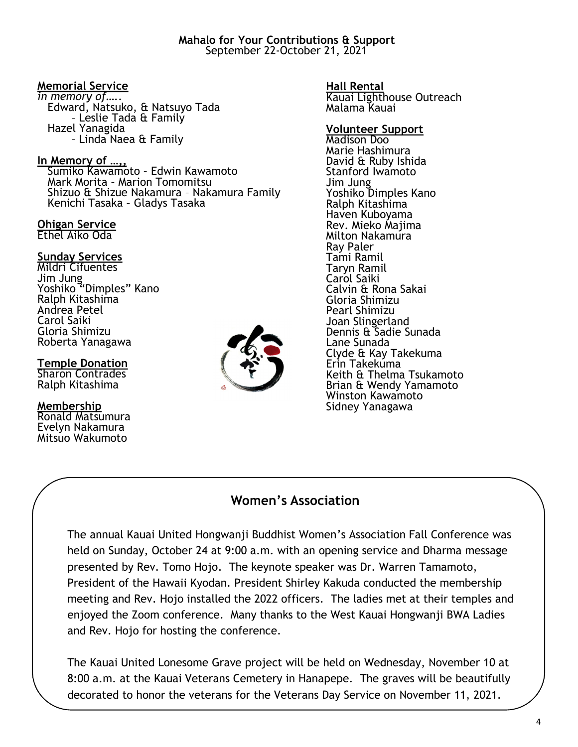**Mahalo for Your Contributions & Support**
September 22-October 21, 2021

**Memorial Service**
*in memory of…..*
Edward, Natsuko, & Natsuyo Tada
– Leslie Tada & Family
Hazel Yanagida
– Linda Naea & Family

**In Memory of …,,**
Sumiko Kawamoto – Edwin Kawamoto
Mark Morita – Marion Tomomitsu
Shizuo & Shizue Nakamura – Nakamura Family
Kenichi Tasaka – Gladys Tasaka

**Ohigan Service**
Ethel Aiko Oda

**Sunday Services**
Mildri Cifuentes
Jim Jung
Yoshiko "Dimples" Kano
Ralph Kitashima
Andrea Petel
Carol Saiki
Gloria Shimizu
Roberta Yanagawa

**Temple Donation**
Sharon Contrades
Ralph Kitashima

**Membership**
Ronald Matsumura
Evelyn Nakamura
Mitsuo Wakumoto

**Hall Rental**
Kauai Lighthouse Outreach
Malama Kauai

**Volunteer Support**
Madison Doo
Marie Hashimura
David & Ruby Ishida
Stanford Iwamoto
Jim Jung
Yoshiko Dimples Kano
Ralph Kitashima
Haven Kuboyama
Rev. Mieko Majima
Milton Nakamura
Ray Paler
Tami Ramil
Taryn Ramil
Carol Saiki
Calvin & Rona Sakai
Gloria Shimizu
Pearl Shimizu
Joan Slingerland
Dennis & Sadie Sunada
Lane Sunada
Clyde & Kay Takekuma
Erin Takekuma
Keith & Thelma Tsukamoto
Brian & Wendy Yamamoto
Winston Kawamoto
Sidney Yanagawa

## Women's Association

The annual Kauai United Hongwanji Buddhist Women's Association Fall Conference was held on Sunday, October 24 at 9:00 a.m. with an opening service and Dharma message presented by Rev. Tomo Hojo. The keynote speaker was Dr. Warren Tamamoto, President of the Hawaii Kyodan. President Shirley Kakuda conducted the membership meeting and Rev. Hojo installed the 2022 officers. The ladies met at their temples and enjoyed the Zoom conference. Many thanks to the West Kauai Hongwanji BWA Ladies and Rev. Hojo for hosting the conference.

The Kauai United Lonesome Grave project will be held on Wednesday, November 10 at 8:00 a.m. at the Kauai Veterans Cemetery in Hanapepe. The graves will be beautifully decorated to honor the veterans for the Veterans Day Service on November 11, 2021.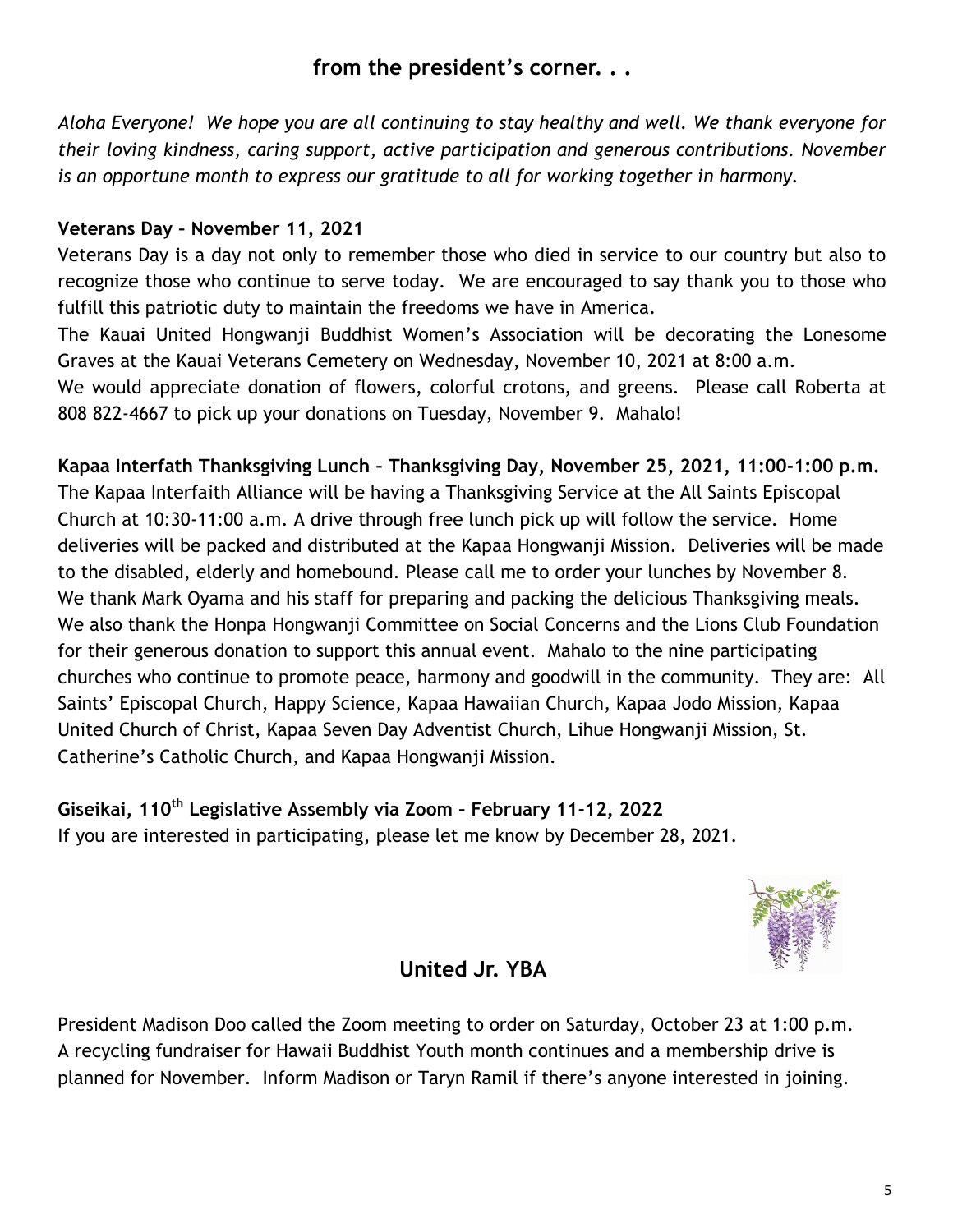## from the president's corner. . .

*Aloha Everyone! We hope you are all continuing to stay healthy and well. We thank everyone for their loving kindness, caring support, active participation and generous contributions. November is an opportune month to express our gratitude to all for working together in harmony.*

**Veterans Day – November 11, 2021**

Veterans Day is a day not only to remember those who died in service to our country but also to recognize those who continue to serve today. We are encouraged to say thank you to those who fulfill this patriotic duty to maintain the freedoms we have in America.

The Kauai United Hongwanji Buddhist Women's Association will be decorating the Lonesome Graves at the Kauai Veterans Cemetery on Wednesday, November 10, 2021 at 8:00 a.m.

We would appreciate donation of flowers, colorful crotons, and greens. Please call Roberta at 808 822-4667 to pick up your donations on Tuesday, November 9. Mahalo!

**Kapaa Interfath Thanksgiving Lunch – Thanksgiving Day, November 25, 2021, 11:00-1:00 p.m.**

The Kapaa Interfaith Alliance will be having a Thanksgiving Service at the All Saints Episcopal Church at 10:30-11:00 a.m. A drive through free lunch pick up will follow the service. Home deliveries will be packed and distributed at the Kapaa Hongwanji Mission. Deliveries will be made to the disabled, elderly and homebound. Please call me to order your lunches by November 8. We thank Mark Oyama and his staff for preparing and packing the delicious Thanksgiving meals. We also thank the Honpa Hongwanji Committee on Social Concerns and the Lions Club Foundation for their generous donation to support this annual event. Mahalo to the nine participating churches who continue to promote peace, harmony and goodwill in the community. They are: All Saints' Episcopal Church, Happy Science, Kapaa Hawaiian Church, Kapaa Jodo Mission, Kapaa United Church of Christ, Kapaa Seven Day Adventist Church, Lihue Hongwanji Mission, St. Catherine's Catholic Church, and Kapaa Hongwanji Mission.

**Giseikai, 110th Legislative Assembly via Zoom – February 11-12, 2022**

If you are interested in participating, please let me know by December 28, 2021.

## United Jr. YBA

President Madison Doo called the Zoom meeting to order on Saturday, October 23 at 1:00 p.m. A recycling fundraiser for Hawaii Buddhist Youth month continues and a membership drive is planned for November. Inform Madison or Taryn Ramil if there's anyone interested in joining.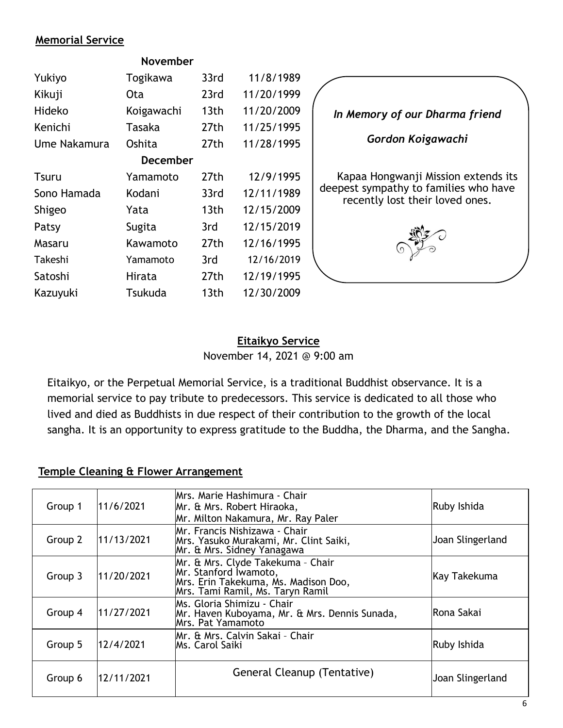## Memorial Service

| | | | |
|---|---|---|---|
| | **November** | | |
| Yukiyo | Togikawa | 33rd | 11/8/1989 |
| Kikuji | Ota | 23rd | 11/20/1999 |
| Hideko | Koigawachi | 13th | 11/20/2009 |
| Kenichi | Tasaka | 27th | 11/25/1995 |
| Ume Nakamura | Oshita | 27th | 11/28/1995 |
| | **December** | | |
| Tsuru | Yamamoto | 27th | 12/9/1995 |
| Sono Hamada | Kodani | 33rd | 12/11/1989 |
| Shigeo | Yata | 13th | 12/15/2009 |
| Patsy | Sugita | 3rd | 12/15/2019 |
| Masaru | Kawamoto | 27th | 12/16/1995 |
| Takeshi | Yamamoto | 3rd | 12/16/2019 |
| Satoshi | Hirata | 27th | 12/19/1995 |
| Kazuyuki | Tsukuda | 13th | 12/30/2009 |

*In Memory of our Dharma friend*

*Gordon Koigawachi*

Kapaa Hongwanji Mission extends its deepest sympathy to families who have recently lost their loved ones.

## Eitaikyo Service

November 14, 2021 @ 9:00 am

Eitaikyo, or the Perpetual Memorial Service, is a traditional Buddhist observance. It is a memorial service to pay tribute to predecessors. This service is dedicated to all those who lived and died as Buddhists in due respect of their contribution to the growth of the local sangha. It is an opportunity to express gratitude to the Buddha, the Dharma, and the Sangha.

## Temple Cleaning & Flower Arrangement

| Group | Date | Members | Flower Arrangement |
|---|---|---|---|
| Group 1 | 11/6/2021 | Mrs. Marie Hashimura - Chair<br>Mr. & Mrs. Robert Hiraoka,<br>Mr. Milton Nakamura, Mr. Ray Paler | Ruby Ishida |
| Group 2 | 11/13/2021 | Mr. Francis Nishizawa - Chair<br>Mrs. Yasuko Murakami, Mr. Clint Saiki,<br>Mr. & Mrs. Sidney Yanagawa | Joan Slingerland |
| Group 3 | 11/20/2021 | Mr. & Mrs. Clyde Takekuma – Chair<br>Mr. Stanford Iwamoto,<br>Mrs. Erin Takekuma, Ms. Madison Doo,<br>Mrs. Tami Ramil, Ms. Taryn Ramil | Kay Takekuma |
| Group 4 | 11/27/2021 | Ms. Gloria Shimizu - Chair<br>Mr. Haven Kuboyama, Mr. & Mrs. Dennis Sunada,<br>Mrs. Pat Yamamoto | Rona Sakai |
| Group 5 | 12/4/2021 | Mr. & Mrs. Calvin Sakai – Chair<br>Ms. Carol Saiki | Ruby Ishida |
| Group 6 | 12/11/2021 | General Cleanup (Tentative) | Joan Slingerland |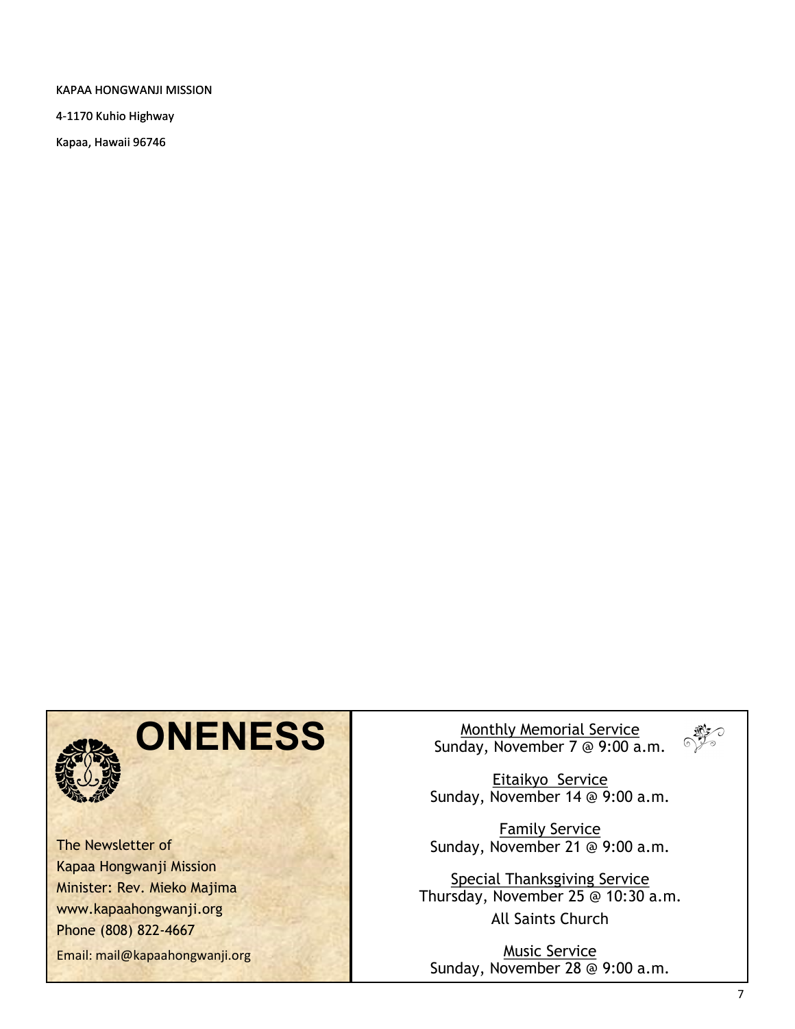KAPAA HONGWANJI MISSION

4-1170 Kuhio Highway

Kapaa, Hawaii 96746

# ONENESS

The Newsletter of
Kapaa Hongwanji Mission
Minister: Rev. Mieko Majima
www.kapaahongwanji.org
Phone (808) 822-4667
Email: mail@kapaahongwanji.org

Monthly Memorial Service
Sunday, November 7 @ 9:00 a.m.

Eitaikyo Service
Sunday, November 14 @ 9:00 a.m.

Family Service
Sunday, November 21 @ 9:00 a.m.

Special Thanksgiving Service
Thursday, November 25 @ 10:30 a.m.
All Saints Church

Music Service
Sunday, November 28 @ 9:00 a.m.